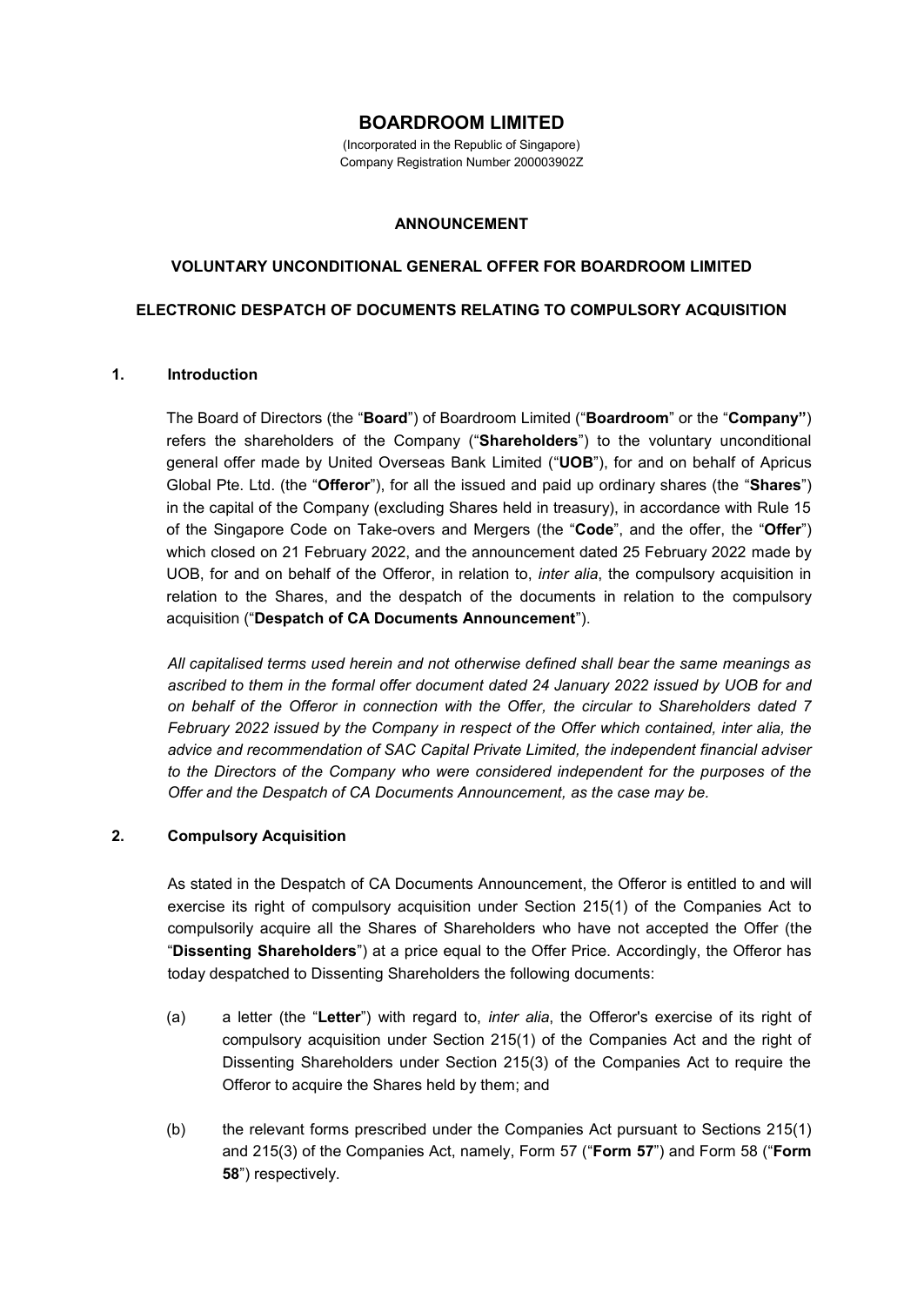# BOARDROOM LIMITED

(Incorporated in the Republic of Singapore)
Company Registration Number 200003902Z

## ANNOUNCEMENT

## VOLUNTARY UNCONDITIONAL GENERAL OFFER FOR BOARDROOM LIMITED

## ELECTRONIC DESPATCH OF DOCUMENTS RELATING TO COMPULSORY ACQUISITION

### 1. Introduction

The Board of Directors (the "**Board**") of Boardroom Limited ("**Boardroom**" or the "**Company"**) refers the shareholders of the Company ("**Shareholders**") to the voluntary unconditional general offer made by United Overseas Bank Limited ("**UOB**"), for and on behalf of Apricus Global Pte. Ltd. (the "**Offeror**"), for all the issued and paid up ordinary shares (the "**Shares**") in the capital of the Company (excluding Shares held in treasury), in accordance with Rule 15 of the Singapore Code on Take-overs and Mergers (the "**Code**", and the offer, the "**Offer**") which closed on 21 February 2022, and the announcement dated 25 February 2022 made by UOB, for and on behalf of the Offeror, in relation to, *inter alia*, the compulsory acquisition in relation to the Shares, and the despatch of the documents in relation to the compulsory acquisition ("**Despatch of CA Documents Announcement**").

*All capitalised terms used herein and not otherwise defined shall bear the same meanings as ascribed to them in the formal offer document dated 24 January 2022 issued by UOB for and on behalf of the Offeror in connection with the Offer, the circular to Shareholders dated 7 February 2022 issued by the Company in respect of the Offer which contained, inter alia, the advice and recommendation of SAC Capital Private Limited, the independent financial adviser to the Directors of the Company who were considered independent for the purposes of the Offer and the Despatch of CA Documents Announcement, as the case may be.*

### 2. Compulsory Acquisition

As stated in the Despatch of CA Documents Announcement, the Offeror is entitled to and will exercise its right of compulsory acquisition under Section 215(1) of the Companies Act to compulsorily acquire all the Shares of Shareholders who have not accepted the Offer (the "**Dissenting Shareholders**") at a price equal to the Offer Price. Accordingly, the Offeror has today despatched to Dissenting Shareholders the following documents:

(a) a letter (the "**Letter**") with regard to, *inter alia*, the Offeror's exercise of its right of compulsory acquisition under Section 215(1) of the Companies Act and the right of Dissenting Shareholders under Section 215(3) of the Companies Act to require the Offeror to acquire the Shares held by them; and

(b) the relevant forms prescribed under the Companies Act pursuant to Sections 215(1) and 215(3) of the Companies Act, namely, Form 57 ("**Form 57**") and Form 58 ("**Form 58**") respectively.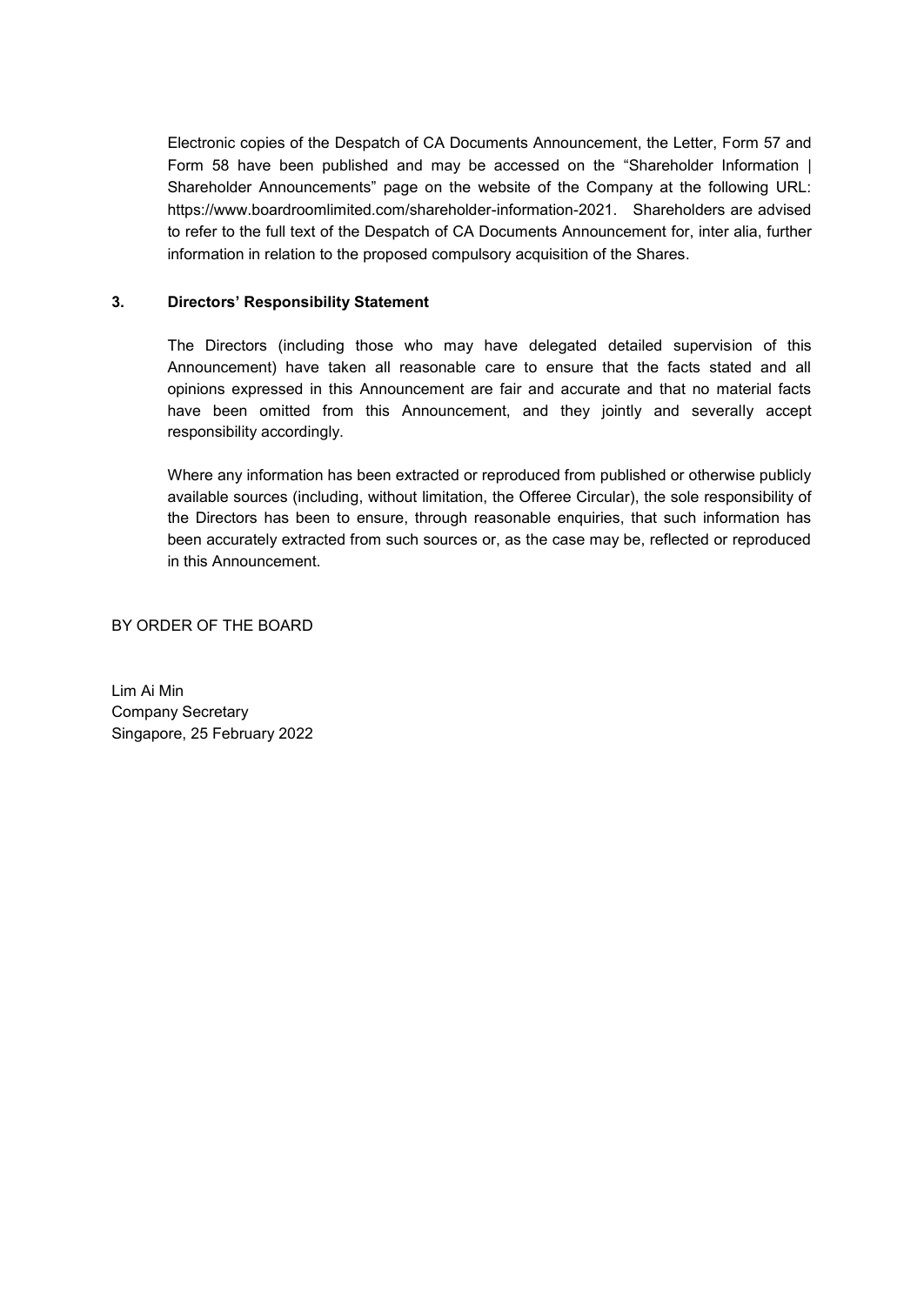Electronic copies of the Despatch of CA Documents Announcement, the Letter, Form 57 and Form 58 have been published and may be accessed on the "Shareholder Information | Shareholder Announcements" page on the website of the Company at the following URL: https://www.boardroomlimited.com/shareholder-information-2021. Shareholders are advised to refer to the full text of the Despatch of CA Documents Announcement for, inter alia, further information in relation to the proposed compulsory acquisition of the Shares.

### 3. Directors' Responsibility Statement

The Directors (including those who may have delegated detailed supervision of this Announcement) have taken all reasonable care to ensure that the facts stated and all opinions expressed in this Announcement are fair and accurate and that no material facts have been omitted from this Announcement, and they jointly and severally accept responsibility accordingly.

Where any information has been extracted or reproduced from published or otherwise publicly available sources (including, without limitation, the Offeree Circular), the sole responsibility of the Directors has been to ensure, through reasonable enquiries, that such information has been accurately extracted from such sources or, as the case may be, reflected or reproduced in this Announcement.

BY ORDER OF THE BOARD

Lim Ai Min
Company Secretary
Singapore, 25 February 2022